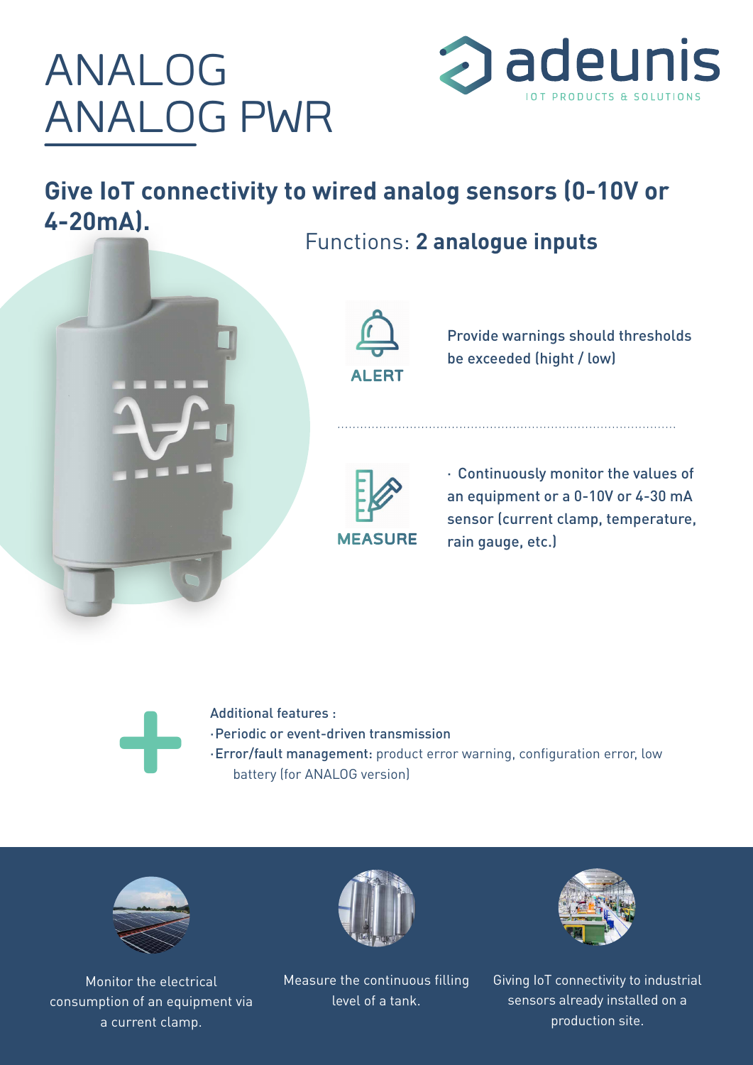# ANALOG
# ANALOG PWR

adeunis
IOT PRODUCTS & SOLUTIONS

## Give IoT connectivity to wired analog sensors (0-10V or 4-20mA).

Functions: **2 analogue inputs**

**ALERT**

Provide warnings should thresholds be exceeded (hight / low)

**MEASURE**

· Continuously monitor the values of an equipment or a 0-10V or 4-30 mA sensor (current clamp, temperature, rain gauge, etc.)

Additional features :

- Periodic or event-driven transmission
- **Error/fault management:** product error warning, configuration error, low battery (for ANALOG version)

Monitor the electrical consumption of an equipment via a current clamp.

Measure the continuous filling level of a tank.

Giving IoT connectivity to industrial sensors already installed on a production site.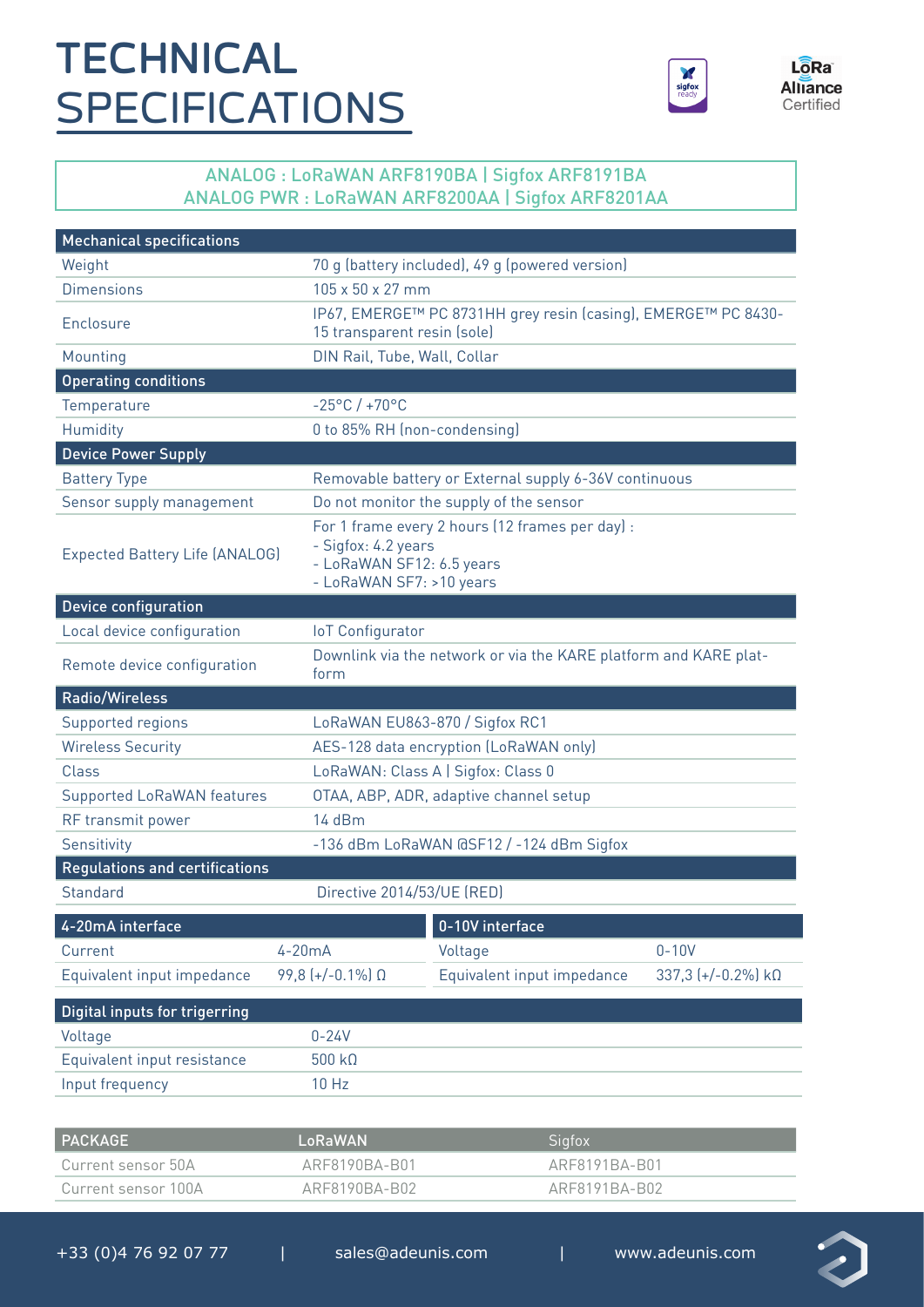# TECHNICAL SPECIFICATIONS

ANALOG : LoRaWAN ARF8190BA | Sigfox ARF8191BA
ANALOG PWR : LoRaWAN ARF8200AA | Sigfox ARF8201AA

| Mechanical specifications | |
|---|---|
| Weight | 70 g (battery included), 49 g (powered version) |
| Dimensions | 105 x 50 x 27 mm |
| Enclosure | IP67, EMERGE™ PC 8731HH grey resin (casing), EMERGE™ PC 8430-15 transparent resin (sole) |
| Mounting | DIN Rail, Tube, Wall, Collar |
| **Operating conditions** | |
| Temperature | -25°C / +70°C |
| Humidity | 0 to 85% RH (non-condensing) |
| **Device Power Supply** | |
| Battery Type | Removable battery or External supply 6-36V continuous |
| Sensor supply management | Do not monitor the supply of the sensor |
| Expected Battery Life (ANALOG) | For 1 frame every 2 hours (12 frames per day) :<br>- Sigfox: 4.2 years<br>- LoRaWAN SF12: 6.5 years<br>- LoRaWAN SF7: >10 years |
| **Device configuration** | |
| Local device configuration | IoT Configurator |
| Remote device configuration | Downlink via the network or via the KARE platform and KARE platform |
| **Radio/Wireless** | |
| Supported regions | LoRaWAN EU863-870 / Sigfox RC1 |
| Wireless Security | AES-128 data encryption (LoRaWAN only) |
| Class | LoRaWAN: Class A \| Sigfox: Class 0 |
| Supported LoRaWAN features | OTAA, ABP, ADR, adaptive channel setup |
| RF transmit power | 14 dBm |
| Sensitivity | -136 dBm LoRaWAN @SF12 / -124 dBm Sigfox |
| **Regulations and certifications** | |
| Standard | Directive 2014/53/UE (RED) |

| 4-20mA interface | | 0-10V interface | |
|---|---|---|---|
| Current | 4-20mA | Voltage | 0-10V |
| Equivalent input impedance | 99,8 (+/-0.1%) Ω | Equivalent input impedance | 337,3 (+/-0.2%) kΩ |

| Digital inputs for trigerring | |
|---|---|
| Voltage | 0-24V |
| Equivalent input resistance | 500 kΩ |
| Input frequency | 10 Hz |

| PACKAGE | LoRaWAN | Sigfox |
|---|---|---|
| Current sensor 50A | ARF8190BA-B01 | ARF8191BA-B01 |
| Current sensor 100A | ARF8190BA-B02 | ARF8191BA-B02 |

+33 (0)4 76 92 07 77 | sales@adeunis.com | www.adeunis.com